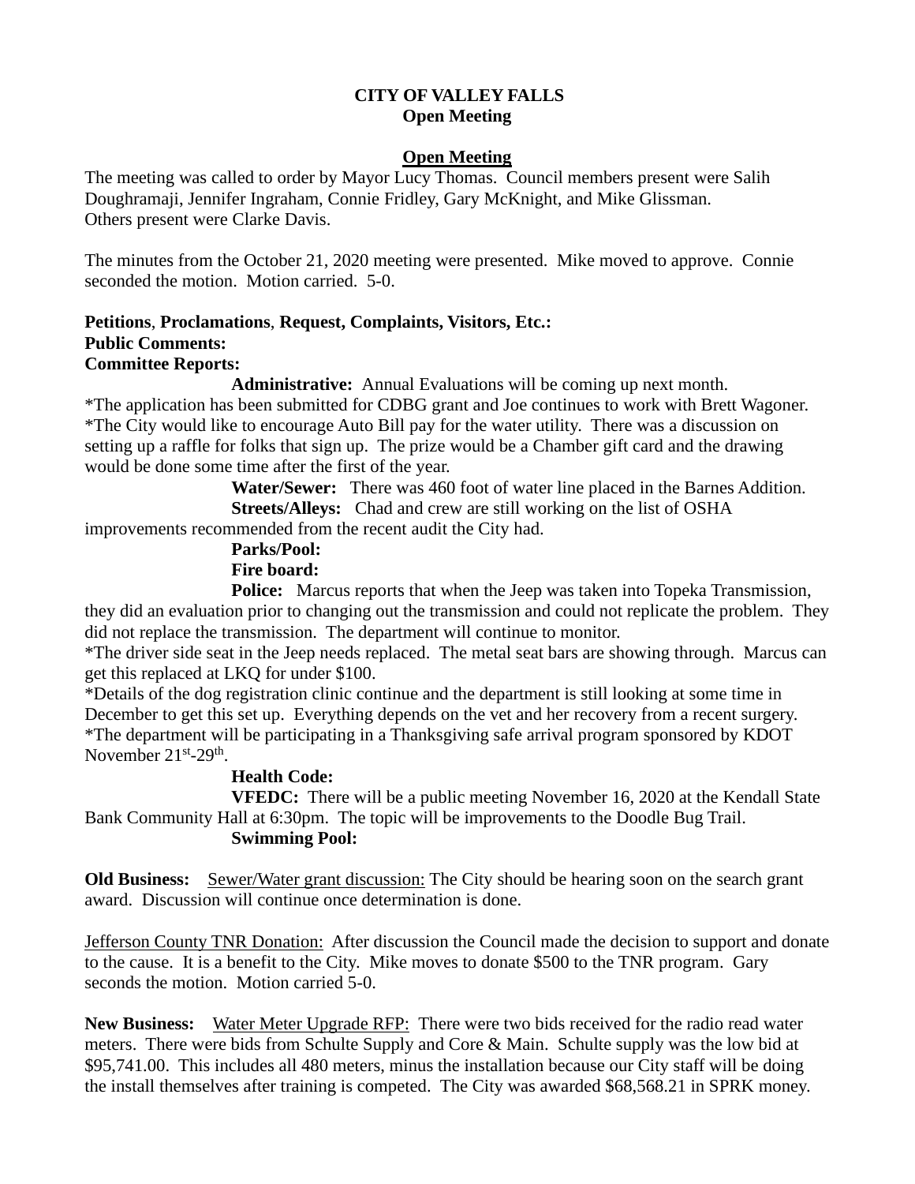**CITY OF VALLEY FALLS**
**Open Meeting**

**Open Meeting**

The meeting was called to order by Mayor Lucy Thomas. Council members present were Salih Doughramaji, Jennifer Ingraham, Connie Fridley, Gary McKnight, and Mike Glissman. Others present were Clarke Davis.

The minutes from the October 21, 2020 meeting were presented. Mike moved to approve. Connie seconded the motion. Motion carried. 5-0.

**Petitions**, **Proclamations**, **Request, Complaints, Visitors, Etc.:**
**Public Comments:**
**Committee Reports:**

**Administrative:** Annual Evaluations will be coming up next month.
*The application has been submitted for CDBG grant and Joe continues to work with Brett Wagoner.
*The City would like to encourage Auto Bill pay for the water utility. There was a discussion on setting up a raffle for folks that sign up. The prize would be a Chamber gift card and the drawing would be done some time after the first of the year.

**Water/Sewer:** There was 460 foot of water line placed in the Barnes Addition.

**Streets/Alleys:** Chad and crew are still working on the list of OSHA improvements recommended from the recent audit the City had.

**Parks/Pool:**

**Fire board:**

**Police:** Marcus reports that when the Jeep was taken into Topeka Transmission, they did an evaluation prior to changing out the transmission and could not replicate the problem. They did not replace the transmission. The department will continue to monitor.
*The driver side seat in the Jeep needs replaced. The metal seat bars are showing through. Marcus can get this replaced at LKQ for under $100.
*Details of the dog registration clinic continue and the department is still looking at some time in December to get this set up. Everything depends on the vet and her recovery from a recent surgery.
*The department will be participating in a Thanksgiving safe arrival program sponsored by KDOT November 21st-29th.

**Health Code:**

**VFEDC:** There will be a public meeting November 16, 2020 at the Kendall State Bank Community Hall at 6:30pm. The topic will be improvements to the Doodle Bug Trail.

**Swimming Pool:**

**Old Business:** Sewer/Water grant discussion: The City should be hearing soon on the search grant award. Discussion will continue once determination is done.

Jefferson County TNR Donation: After discussion the Council made the decision to support and donate to the cause. It is a benefit to the City. Mike moves to donate $500 to the TNR program. Gary seconds the motion. Motion carried 5-0.

**New Business:** Water Meter Upgrade RFP: There were two bids received for the radio read water meters. There were bids from Schulte Supply and Core & Main. Schulte supply was the low bid at $95,741.00. This includes all 480 meters, minus the installation because our City staff will be doing the install themselves after training is competed. The City was awarded $68,568.21 in SPRK money.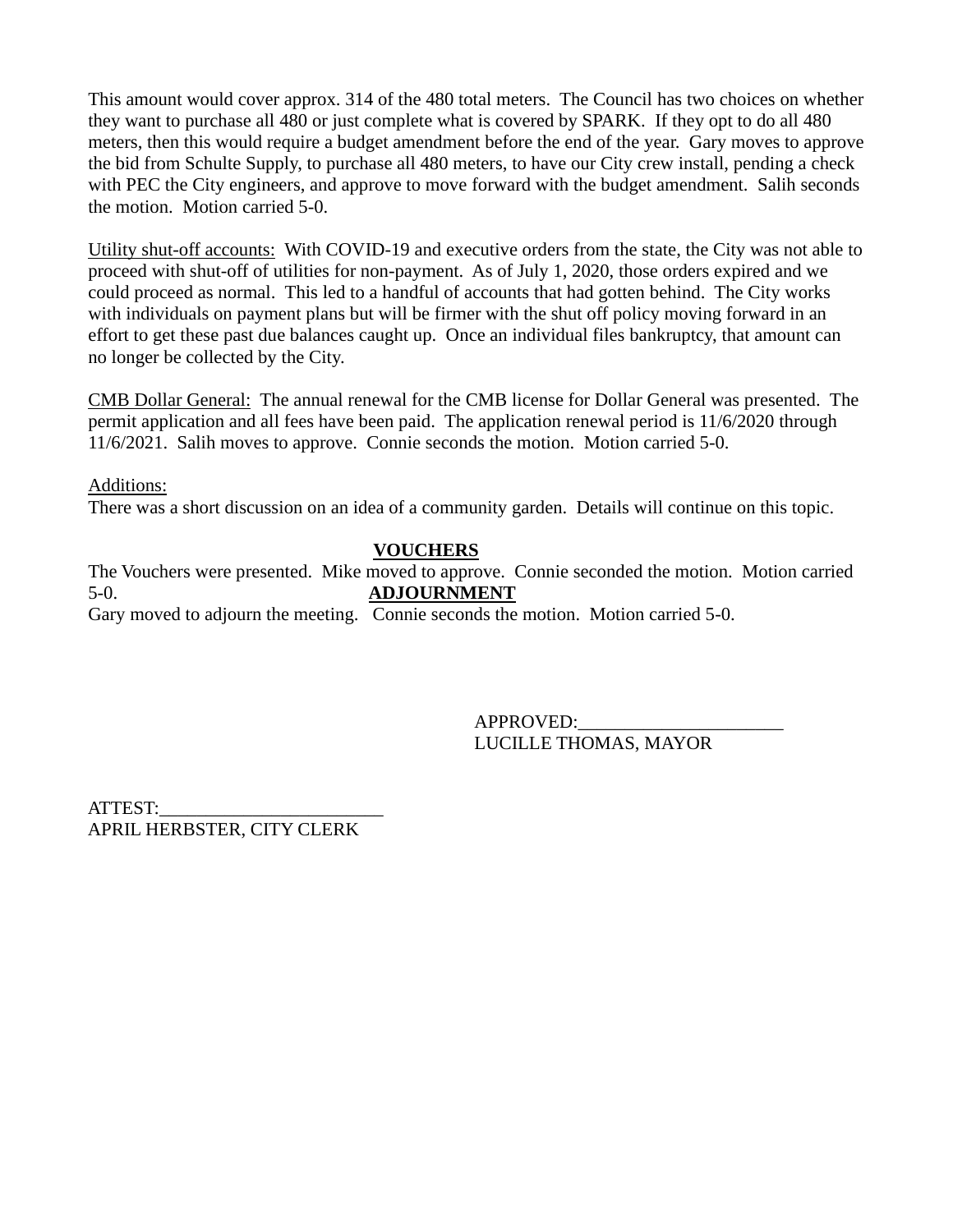This amount would cover approx. 314 of the 480 total meters. The Council has two choices on whether they want to purchase all 480 or just complete what is covered by SPARK. If they opt to do all 480 meters, then this would require a budget amendment before the end of the year. Gary moves to approve the bid from Schulte Supply, to purchase all 480 meters, to have our City crew install, pending a check with PEC the City engineers, and approve to move forward with the budget amendment. Salih seconds the motion. Motion carried 5-0.

Utility shut-off accounts: With COVID-19 and executive orders from the state, the City was not able to proceed with shut-off of utilities for non-payment. As of July 1, 2020, those orders expired and we could proceed as normal. This led to a handful of accounts that had gotten behind. The City works with individuals on payment plans but will be firmer with the shut off policy moving forward in an effort to get these past due balances caught up. Once an individual files bankruptcy, that amount can no longer be collected by the City.

CMB Dollar General: The annual renewal for the CMB license for Dollar General was presented. The permit application and all fees have been paid. The application renewal period is 11/6/2020 through 11/6/2021. Salih moves to approve. Connie seconds the motion. Motion carried 5-0.

Additions:
There was a short discussion on an idea of a community garden. Details will continue on this topic.

**VOUCHERS**

The Vouchers were presented. Mike moved to approve. Connie seconded the motion. Motion carried 5-0.

**ADJOURNMENT**

Gary moved to adjourn the meeting. Connie seconds the motion. Motion carried 5-0.

APPROVED:______________________
LUCILLE THOMAS, MAYOR

ATTEST:________________________
APRIL HERBSTER, CITY CLERK